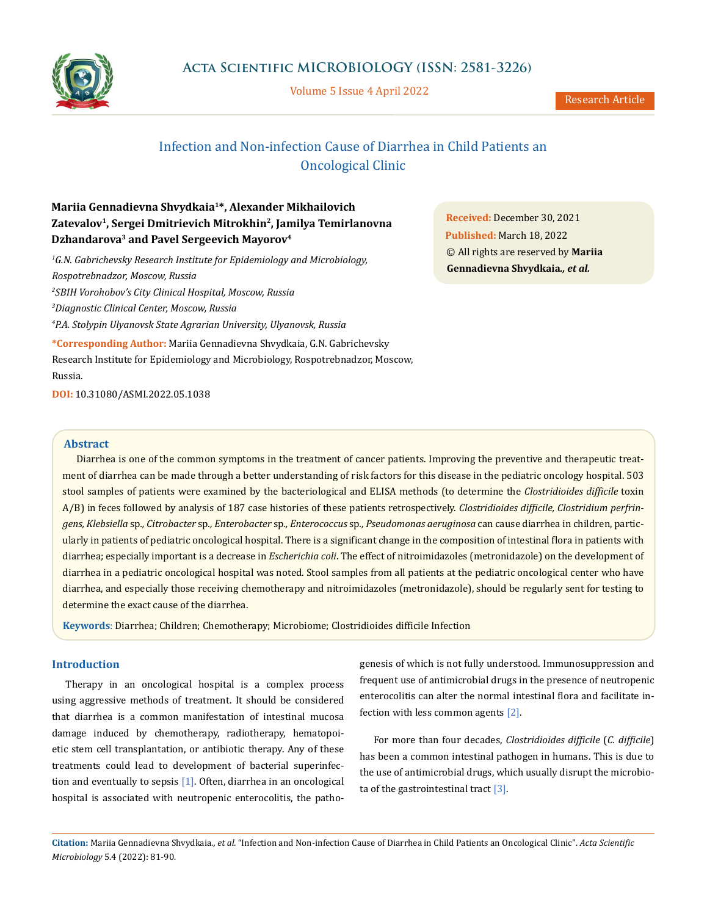# Infection and Non-infection Cause of Diarrhea in Child Patients an Oncological Clinic

**Mariia Gennadievna Shvydkaia[1]*, Alexander Mikhailovich Zatevalov[1], Sergei Dmitrievich Mitrokhin[2], Jamilya Temirlanovna Dzhandarova[3] and Pavel Sergeevich Mayorov[4]**

*[1]G.N. Gabrichevsky Research Institute for Epidemiology and Microbiology, Rospotrebnadzor, Moscow, Russia*

*[2]SBIH Vorohobov's City Clinical Hospital, Moscow, Russia*

*[3]Diagnostic Clinical Center, Moscow, Russia*

*[4]P.A. Stolypin Ulyanovsk State Agrarian University, Ulyanovsk, Russia*

**\*Corresponding Author:** Mariia Gennadievna Shvydkaia, G.N. Gabrichevsky Research Institute for Epidemiology and Microbiology, Rospotrebnadzor, Moscow, Russia.

**DOI:** 10.31080/ASMI.2022.05.1038

**Received:** December 30, 2021
**Published:** March 18, 2022
© All rights are reserved by **Mariia Gennadievna Shvydkaia*., et al.***

## Abstract

Diarrhea is one of the common symptoms in the treatment of cancer patients. Improving the preventive and therapeutic treatment of diarrhea can be made through a better understanding of risk factors for this disease in the pediatric oncology hospital. 503 stool samples of patients were examined by the bacteriological and ELISA methods (to determine the *Clostridioides difficile* toxin A/B) in feces followed by analysis of 187 case histories of these patients retrospectively. *Clostridioides difficile, Clostridium perfringens, Klebsiella* sp*., Citrobacter* sp*., Enterobacter* sp*., Enterococcus* sp*., Pseudomonas aeruginosa* can cause diarrhea in children, particularly in patients of pediatric oncological hospital. There is a significant change in the composition of intestinal flora in patients with diarrhea; especially important is a decrease in *Escherichia coli*. The effect of nitroimidazoles (metronidazole) on the development of diarrhea in a pediatric oncological hospital was noted. Stool samples from all patients at the pediatric oncological center who have diarrhea, and especially those receiving chemotherapy and nitroimidazoles (metronidazole), should be regularly sent for testing to determine the exact cause of the diarrhea.

**Keywords**: Diarrhea; Children; Chemotherapy; Microbiome; Clostridioides difficile Infection

## Introduction

Therapy in an oncological hospital is a complex process using aggressive methods of treatment. It should be considered that diarrhea is a common manifestation of intestinal mucosa damage induced by chemotherapy, radiotherapy, hematopoietic stem cell transplantation, or antibiotic therapy. Any of these treatments could lead to development of bacterial superinfection and eventually to sepsis [1]. Often, diarrhea in an oncological hospital is associated with neutropenic enterocolitis, the pathogenesis of which is not fully understood. Immunosuppression and frequent use of antimicrobial drugs in the presence of neutropenic enterocolitis can alter the normal intestinal flora and facilitate infection with less common agents [2].

For more than four decades, *Clostridioides difficile* (*C. difficile*) has been a common intestinal pathogen in humans. This is due to the use of antimicrobial drugs, which usually disrupt the microbiota of the gastrointestinal tract [3].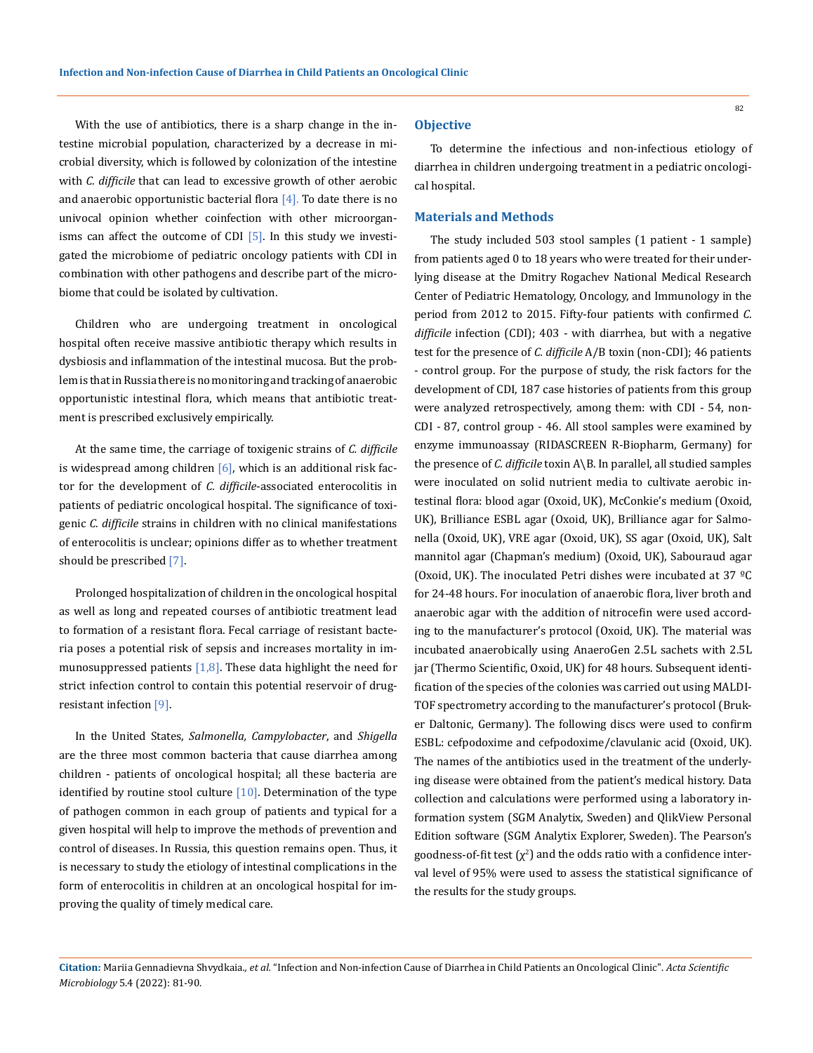With the use of antibiotics, there is a sharp change in the intestine microbial population, characterized by a decrease in microbial diversity, which is followed by colonization of the intestine with *C. difficile* that can lead to excessive growth of other aerobic and anaerobic opportunistic bacterial flora [4]. To date there is no univocal opinion whether coinfection with other microorganisms can affect the outcome of CDI [5]. In this study we investigated the microbiome of pediatric oncology patients with CDI in combination with other pathogens and describe part of the microbiome that could be isolated by cultivation.

Children who are undergoing treatment in oncological hospital often receive massive antibiotic therapy which results in dysbiosis and inflammation of the intestinal mucosa. But the problem is that in Russia there is no monitoring and tracking of anaerobic opportunistic intestinal flora, which means that antibiotic treatment is prescribed exclusively empirically.

At the same time, the carriage of toxigenic strains of *C. difficile* is widespread among children [6], which is an additional risk factor for the development of *C. difficile*-associated enterocolitis in patients of pediatric oncological hospital. The significance of toxigenic *C. difficile* strains in children with no clinical manifestations of enterocolitis is unclear; opinions differ as to whether treatment should be prescribed [7].

Prolonged hospitalization of children in the oncological hospital as well as long and repeated courses of antibiotic treatment lead to formation of a resistant flora. Fecal carriage of resistant bacteria poses a potential risk of sepsis and increases mortality in immunosuppressed patients [1,8]. These data highlight the need for strict infection control to contain this potential reservoir of drug-resistant infection [9].

In the United States, *Salmonella, Campylobacter*, and *Shigella* are the three most common bacteria that cause diarrhea among children - patients of oncological hospital; all these bacteria are identified by routine stool culture [10]. Determination of the type of pathogen common in each group of patients and typical for a given hospital will help to improve the methods of prevention and control of diseases. In Russia, this question remains open. Thus, it is necessary to study the etiology of intestinal complications in the form of enterocolitis in children at an oncological hospital for improving the quality of timely medical care.

## Objective

To determine the infectious and non-infectious etiology of diarrhea in children undergoing treatment in a pediatric oncological hospital.

## Materials and Methods

The study included 503 stool samples (1 patient - 1 sample) from patients aged 0 to 18 years who were treated for their underlying disease at the Dmitry Rogachev National Medical Research Center of Pediatric Hematology, Oncology, and Immunology in the period from 2012 to 2015. Fifty-four patients with confirmed *C. difficile* infection (CDI); 403 - with diarrhea, but with a negative test for the presence of *C. difficile* A/B toxin (non-CDI); 46 patients - control group. For the purpose of study, the risk factors for the development of CDI, 187 case histories of patients from this group were analyzed retrospectively, among them: with CDI - 54, non-CDI - 87, control group - 46. All stool samples were examined by enzyme immunoassay (RIDASCREEN R-Biopharm, Germany) for the presence of *C. difficile* toxin A\B. In parallel, all studied samples were inoculated on solid nutrient media to cultivate aerobic intestinal flora: blood agar (Oxoid, UK), McConkie's medium (Oxoid, UK), Brilliance ESBL agar (Oxoid, UK), Brilliance agar for Salmonella (Oxoid, UK), VRE agar (Oxoid, UK), SS agar (Oxoid, UK), Salt mannitol agar (Chapman's medium) (Oxoid, UK), Sabouraud agar (Oxoid, UK). The inoculated Petri dishes were incubated at 37 ºC for 24-48 hours. For inoculation of anaerobic flora, liver broth and anaerobic agar with the addition of nitrocefin were used according to the manufacturer's protocol (Oxoid, UK). The material was incubated anaerobically using AnaeroGen 2.5L sachets with 2.5L jar (Thermo Scientific, Oxoid, UK) for 48 hours. Subsequent identification of the species of the colonies was carried out using MALDI-TOF spectrometry according to the manufacturer's protocol (Bruker Daltonic, Germany). The following discs were used to confirm ESBL: cefpodoxime and cefpodoxime/clavulanic acid (Oxoid, UK). The names of the antibiotics used in the treatment of the underlying disease were obtained from the patient's medical history. Data collection and calculations were performed using a laboratory information system (SGM Analytix, Sweden) and QlikView Personal Edition software (SGM Analytix Explorer, Sweden). The Pearson's goodness-of-fit test ($\chi^2$) and the odds ratio with a confidence interval level of 95% were used to assess the statistical significance of the results for the study groups.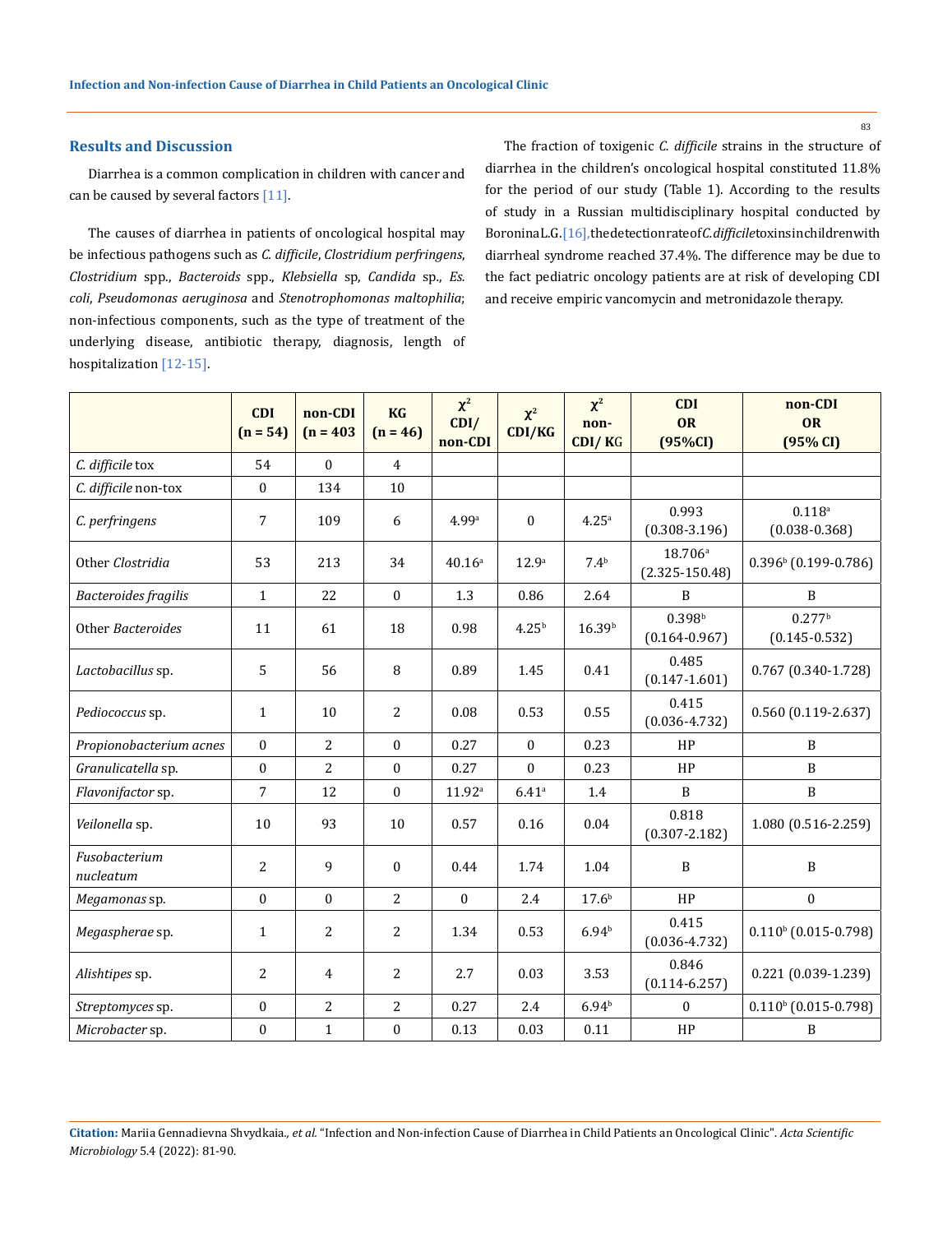## Results and Discussion

Diarrhea is a common complication in children with cancer and can be caused by several factors [11].

The causes of diarrhea in patients of oncological hospital may be infectious pathogens such as *C. difficile*, *Clostridium perfringens*, *Clostridium* spp., *Bacteroids* spp., *Klebsiella* sp, *Candida* sp., *Es. coli*, *Pseudomonas aeruginosa* and *Stenotrophomonas maltophilia*; non-infectious components, such as the type of treatment of the underlying disease, antibiotic therapy, diagnosis, length of hospitalization [12-15].

The fraction of toxigenic *C. difficile* strains in the structure of diarrhea in the children's oncological hospital constituted 11.8% for the period of our study (Table 1). According to the results of study in a Russian multidisciplinary hospital conducted by Boronina L.G. [16], the detection rate of *C. difficile* toxins in children with diarrheal syndrome reached 37.4%. The difference may be due to the fact pediatric oncology patients are at risk of developing CDI and receive empiric vancomycin and metronidazole therapy.

| | CDI (n = 54) | non-CDI (n = 403 | KG (n = 46) | $\chi^2$ CDI/ non-CDI | $\chi^2$ CDI/KG | $\chi^2$ non-CDI/ KG | CDI OR (95%CI) | non-CDI OR (95% CI) |
|---|---|---|---|---|---|---|---|---|
| *C. difficile* tox | 54 | 0 | 4 | | | | | |
| *C. difficile* non-tox | 0 | 134 | 10 | | | | | |
| *C. perfringens* | 7 | 109 | 6 | 4.99[a] | 0 | 4.25[a] | 0.993 (0.308-3.196) | 0.118[a] (0.038-0.368) |
| Other *Clostridia* | 53 | 213 | 34 | 40.16[a] | 12.9[a] | 7.4[b] | 18.706[a] (2.325-150.48) | 0.396[b] (0.199-0.786) |
| *Bacteroides fragilis* | 1 | 22 | 0 | 1.3 | 0.86 | 2.64 | B | B |
| Other *Bacteroides* | 11 | 61 | 18 | 0.98 | 4.25[b] | 16.39[b] | 0.398[b] (0.164-0.967) | 0.277[b] (0.145-0.532) |
| *Lactobacillus* sp. | 5 | 56 | 8 | 0.89 | 1.45 | 0.41 | 0.485 (0.147-1.601) | 0.767 (0.340-1.728) |
| *Pediococcus* sp. | 1 | 10 | 2 | 0.08 | 0.53 | 0.55 | 0.415 (0.036-4.732) | 0.560 (0.119-2.637) |
| *Propionobacterium acnes* | 0 | 2 | 0 | 0.27 | 0 | 0.23 | HP | B |
| *Granulicatella* sp. | 0 | 2 | 0 | 0.27 | 0 | 0.23 | HP | B |
| *Flavonifactor* sp. | 7 | 12 | 0 | 11.92[a] | 6.41[a] | 1.4 | B | B |
| *Veilonella* sp. | 10 | 93 | 10 | 0.57 | 0.16 | 0.04 | 0.818 (0.307-2.182) | 1.080 (0.516-2.259) |
| *Fusobacterium nucleatum* | 2 | 9 | 0 | 0.44 | 1.74 | 1.04 | B | B |
| *Megamonas* sp. | 0 | 0 | 2 | 0 | 2.4 | 17.6[b] | HP | 0 |
| *Megaspherae* sp. | 1 | 2 | 2 | 1.34 | 0.53 | 6.94[b] | 0.415 (0.036-4.732) | 0.110[b] (0.015-0.798) |
| *Alishtipes* sp. | 2 | 4 | 2 | 2.7 | 0.03 | 3.53 | 0.846 (0.114-6.257) | 0.221 (0.039-1.239) |
| *Streptomyces* sp. | 0 | 2 | 2 | 0.27 | 2.4 | 6.94[b] | 0 | 0.110[b] (0.015-0.798) |
| *Microbacter* sp. | 0 | 1 | 0 | 0.13 | 0.03 | 0.11 | HP | B |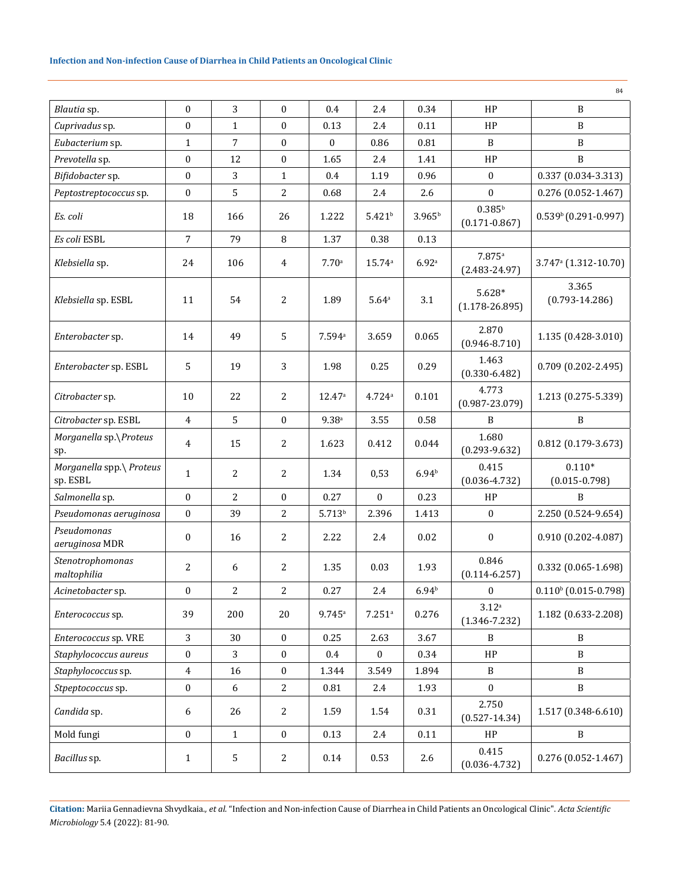| | | | | | | | | |
|---|---|---|---|---|---|---|---|---|
| *Blautia* sp. | 0 | 3 | 0 | 0.4 | 2.4 | 0.34 | HP | B |
| *Cuprivadus* sp. | 0 | 1 | 0 | 0.13 | 2.4 | 0.11 | HP | B |
| *Eubacterium* sp. | 1 | 7 | 0 | 0 | 0.86 | 0.81 | B | B |
| *Prevotella* sp. | 0 | 12 | 0 | 1.65 | 2.4 | 1.41 | HP | B |
| *Bifidobacter* sp. | 0 | 3 | 1 | 0.4 | 1.19 | 0.96 | 0 | 0.337 (0.034-3.313) |
| *Peptostreptococcus* sp. | 0 | 5 | 2 | 0.68 | 2.4 | 2.6 | 0 | 0.276 (0.052-1.467) |
| *Es. coli* | 18 | 166 | 26 | 1.222 | 5.421[b] | 3.965[b] | 0.385[b] (0.171-0.867) | 0.539[b] (0.291-0.997) |
| *Es coli* ESBL | 7 | 79 | 8 | 1.37 | 0.38 | 0.13 | | |
| *Klebsiella* sp. | 24 | 106 | 4 | 7.70[a] | 15.74[a] | 6.92[a] | 7.875[a] (2.483-24.97) | 3.747[a] (1.312-10.70) |
| *Klebsiella* sp. ESBL | 11 | 54 | 2 | 1.89 | 5.64[a] | 3.1 | 5.628* (1.178-26.895) | 3.365 (0.793-14.286) |
| *Enterobacter* sp. | 14 | 49 | 5 | 7.594[a] | 3.659 | 0.065 | 2.870 (0.946-8.710) | 1.135 (0.428-3.010) |
| *Enterobacter* sp. ESBL | 5 | 19 | 3 | 1.98 | 0.25 | 0.29 | 1.463 (0.330-6.482) | 0.709 (0.202-2.495) |
| *Citrobacter* sp. | 10 | 22 | 2 | 12.47[a] | 4.724[a] | 0.101 | 4.773 (0.987-23.079) | 1.213 (0.275-5.339) |
| *Citrobacter* sp. ESBL | 4 | 5 | 0 | 9.38[a] | 3.55 | 0.58 | B | B |
| *Morganella* sp.\\*Proteus* sp. | 4 | 15 | 2 | 1.623 | 0.412 | 0.044 | 1.680 (0.293-9.632) | 0.812 (0.179-3.673) |
| *Morganella* spp.\\ *Proteus* sp. ESBL | 1 | 2 | 2 | 1.34 | 0,53 | 6.94[b] | 0.415 (0.036-4.732) | 0.110* (0.015-0.798) |
| *Salmonella* sp. | 0 | 2 | 0 | 0.27 | 0 | 0.23 | HP | B |
| *Pseudomonas aeruginosa* | 0 | 39 | 2 | 5.713[b] | 2.396 | 1.413 | 0 | 2.250 (0.524-9.654) |
| *Pseudomonas aeruginosa* MDR | 0 | 16 | 2 | 2.22 | 2.4 | 0.02 | 0 | 0.910 (0.202-4.087) |
| *Stenotrophomonas maltophilia* | 2 | 6 | 2 | 1.35 | 0.03 | 1.93 | 0.846 (0.114-6.257) | 0.332 (0.065-1.698) |
| *Acinetobacter* sp. | 0 | 2 | 2 | 0.27 | 2.4 | 6.94[b] | 0 | 0.110[b] (0.015-0.798) |
| *Enterococcus* sp. | 39 | 200 | 20 | 9.745[a] | 7.251[a] | 0.276 | 3.12[a] (1.346-7.232) | 1.182 (0.633-2.208) |
| *Enterococcus* sp. VRE | 3 | 30 | 0 | 0.25 | 2.63 | 3.67 | B | B |
| *Staphylococcus aureus* | 0 | 3 | 0 | 0.4 | 0 | 0.34 | HP | B |
| *Staphylococcus* sp. | 4 | 16 | 0 | 1.344 | 3.549 | 1.894 | B | B |
| *Stpeptococcus* sp. | 0 | 6 | 2 | 0.81 | 2.4 | 1.93 | 0 | B |
| *Candida* sp. | 6 | 26 | 2 | 1.59 | 1.54 | 0.31 | 2.750 (0.527-14.34) | 1.517 (0.348-6.610) |
| Mold fungi | 0 | 1 | 0 | 0.13 | 2.4 | 0.11 | HP | B |
| *Bacillus* sp. | 1 | 5 | 2 | 0.14 | 0.53 | 2.6 | 0.415 (0.036-4.732) | 0.276 (0.052-1.467) |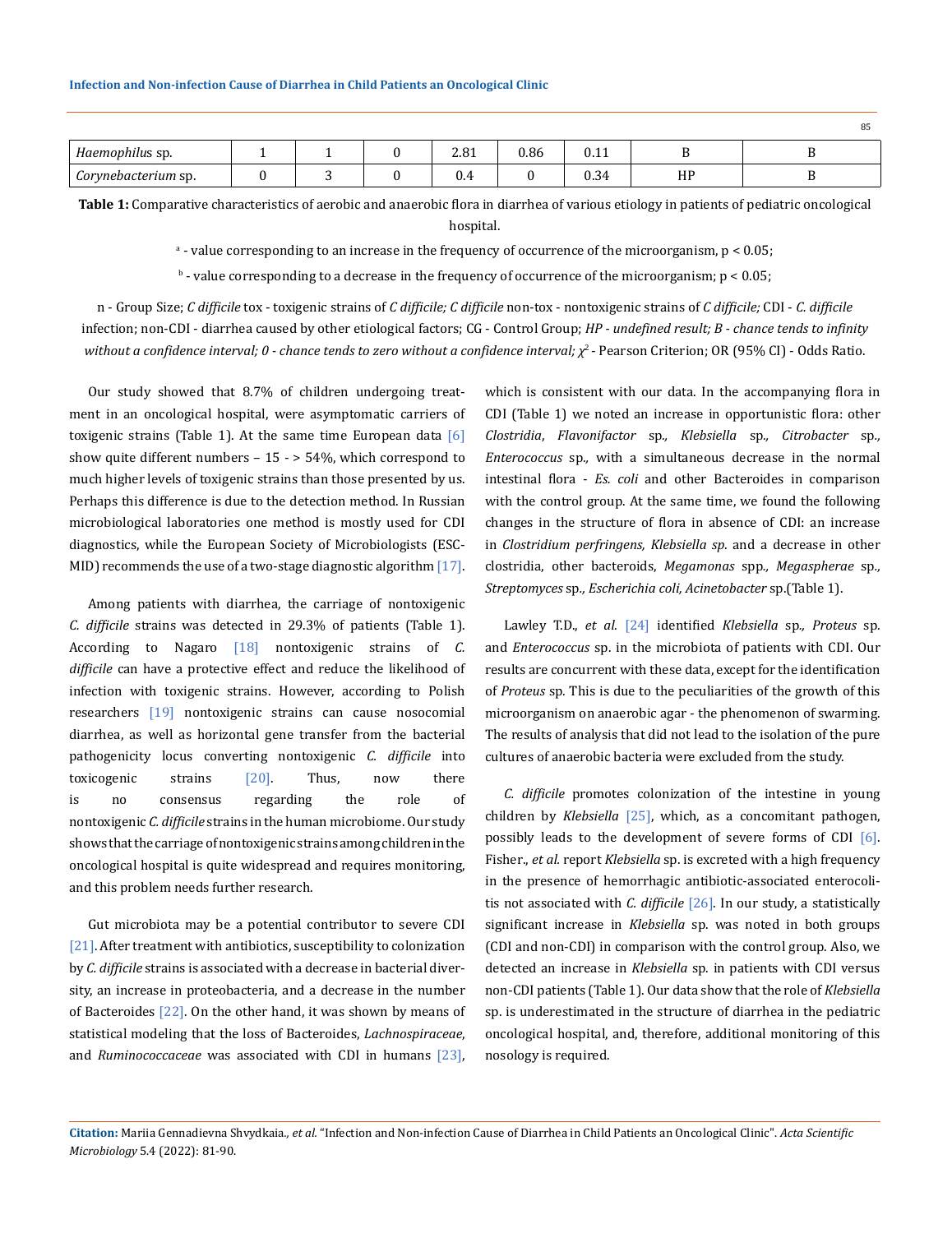| | | | | | | | | |
|---|---|---|---|---|---|---|---|---|
| *Haemophilus* sp. | 1 | 1 | 0 | 2.81 | 0.86 | 0.11 | B | B |
| *Corynebacterium* sp. | 0 | 3 | 0 | 0.4 | 0 | 0.34 | HP | B |

**Table 1:** Comparative characteristics of aerobic and anaerobic flora in diarrhea of various etiology in patients of pediatric oncological hospital.

[a] - value corresponding to an increase in the frequency of occurrence of the microorganism, $p < 0.05$;

[b] - value corresponding to a decrease in the frequency of occurrence of the microorganism; $p < 0.05$;

n - Group Size; *C difficile* tox - toxigenic strains of *C difficile; C difficile* non-tox - nontoxigenic strains of *C difficile;* CDI - *C. difficile* infection; non-CDI - diarrhea caused by other etiological factors; CG - Control Group; *HP - undefined result; B - chance tends to infinity without a confidence interval; 0 - chance tends to zero without a confidence interval;* $\chi^2$ - Pearson Criterion; OR (95% CI) - Odds Ratio.

Our study showed that 8.7% of children undergoing treatment in an oncological hospital, were asymptomatic carriers of toxigenic strains (Table 1). At the same time European data [6] show quite different numbers – 15 - > 54%, which correspond to much higher levels of toxigenic strains than those presented by us. Perhaps this difference is due to the detection method. In Russian microbiological laboratories one method is mostly used for CDI diagnostics, while the European Society of Microbiologists (ESCMID) recommends the use of a two-stage diagnostic algorithm [17].

Among patients with diarrhea, the carriage of nontoxigenic *C. difficile* strains was detected in 29.3% of patients (Table 1). According to Nagaro [18] nontoxigenic strains of *C. difficile* can have a protective effect and reduce the likelihood of infection with toxigenic strains. However, according to Polish researchers [19] nontoxigenic strains can cause nosocomial diarrhea, as well as horizontal gene transfer from the bacterial pathogenicity locus converting nontoxigenic *C. difficile* into toxicogenic strains [20]. Thus, now there is no consensus regarding the role of nontoxigenic *C. difficile* strains in the human microbiome. Our study shows that the carriage of nontoxigenic strains among children in the oncological hospital is quite widespread and requires monitoring, and this problem needs further research.

Gut microbiota may be a potential contributor to severe CDI [21]. After treatment with antibiotics, susceptibility to colonization by *C. difficile* strains is associated with a decrease in bacterial diversity, an increase in proteobacteria, and a decrease in the number of Bacteroides [22]. On the other hand, it was shown by means of statistical modeling that the loss of Bacteroides, *Lachnospiraceae*, and *Ruminococcaceae* was associated with CDI in humans [23], which is consistent with our data. In the accompanying flora in CDI (Table 1) we noted an increase in opportunistic flora: other *Clostridia*, *Flavonifactor* sp., *Klebsiella* sp., *Citrobacter* sp., *Enterococcus* sp., with a simultaneous decrease in the normal intestinal flora - *Es. coli* and other Bacteroides in comparison with the control group. At the same time, we found the following changes in the structure of flora in absence of CDI: an increase in *Clostridium perfringens, Klebsiella sp.* and a decrease in other clostridia, other bacteroids, *Megamonas* spp., *Megaspherae* sp., *Streptomyces* sp., *Escherichia coli, Acinetobacter* sp.(Table 1).

Lawley T.D., *et al.* [24] identified *Klebsiella* sp., *Proteus* sp. and *Enterococcus* sp. in the microbiota of patients with CDI. Our results are concurrent with these data, except for the identification of *Proteus* sp. This is due to the peculiarities of the growth of this microorganism on anaerobic agar - the phenomenon of swarming. The results of analysis that did not lead to the isolation of the pure cultures of anaerobic bacteria were excluded from the study.

*C. difficile* promotes colonization of the intestine in young children by *Klebsiella* [25], which, as a concomitant pathogen, possibly leads to the development of severe forms of CDI [6]. Fisher., *et al.* report *Klebsiella* sp. is excreted with a high frequency in the presence of hemorrhagic antibiotic-associated enterocolitis not associated with *C. difficile* [26]. In our study, a statistically significant increase in *Klebsiella* sp. was noted in both groups (CDI and non-CDI) in comparison with the control group. Also, we detected an increase in *Klebsiella* sp. in patients with CDI versus non-CDI patients (Table 1). Our data show that the role of *Klebsiella* sp. is underestimated in the structure of diarrhea in the pediatric oncological hospital, and, therefore, additional monitoring of this nosology is required.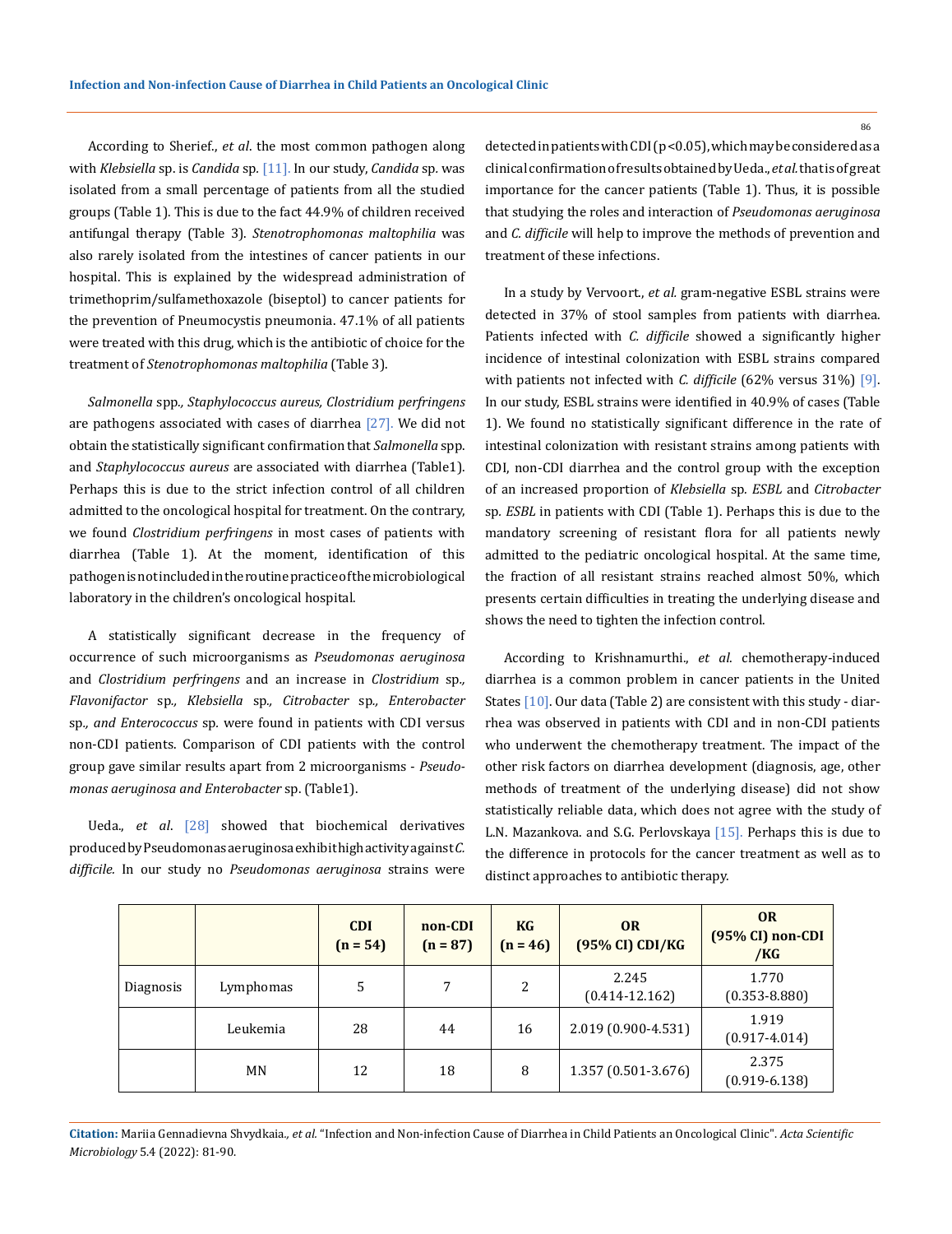According to Sherief., *et al*. the most common pathogen along with *Klebsiella* sp. is *Candida* sp. [11]. In our study, *Candida* sp. was isolated from a small percentage of patients from all the studied groups (Table 1). This is due to the fact 44.9% of children received antifungal therapy (Table 3). *Stenotrophomonas maltophilia* was also rarely isolated from the intestines of cancer patients in our hospital. This is explained by the widespread administration of trimethoprim/sulfamethoxazole (biseptol) to cancer patients for the prevention of Pneumocystis pneumonia. 47.1% of all patients were treated with this drug, which is the antibiotic of choice for the treatment of *Stenotrophomonas maltophilia* (Table 3).

*Salmonella* spp., *Staphylococcus aureus, Clostridium perfringens* are pathogens associated with cases of diarrhea [27]. We did not obtain the statistically significant confirmation that *Salmonella* spp. and *Staphylococcus aureus* are associated with diarrhea (Table1). Perhaps this is due to the strict infection control of all children admitted to the oncological hospital for treatment. On the contrary, we found *Clostridium perfringens* in most cases of patients with diarrhea (Table 1). At the moment, identification of this pathogen is not included in the routine practice of the microbiological laboratory in the children's oncological hospital.

A statistically significant decrease in the frequency of occurrence of such microorganisms as *Pseudomonas aeruginosa* and *Clostridium perfringens* and an increase in *Clostridium* sp., *Flavonifactor* sp., *Klebsiella* sp., *Citrobacter* sp., *Enterobacter* sp., *and Enterococcus* sp. were found in patients with CDI versus non-CDI patients. Comparison of CDI patients with the control group gave similar results apart from 2 microorganisms - *Pseudomonas aeruginosa and Enterobacter* sp. (Table1).

Ueda., *et al*. [28] showed that biochemical derivatives produced by Pseudomonas aeruginosa exhibit high activity against *C. difficile*. In our study no *Pseudomonas aeruginosa* strains were detected in patients with CDI ($p<0.05$), which may be considered as a clinical confirmation of results obtained by Ueda., *et al.* that is of great importance for the cancer patients (Table 1). Thus, it is possible that studying the roles and interaction of *Pseudomonas aeruginosa* and *C. difficile* will help to improve the methods of prevention and treatment of these infections.

In a study by Vervoort., *et al.* gram-negative ESBL strains were detected in 37% of stool samples from patients with diarrhea. Patients infected with *C. difficile* showed a significantly higher incidence of intestinal colonization with ESBL strains compared with patients not infected with *C. difficile* (62% versus 31%) [9]. In our study, ESBL strains were identified in 40.9% of cases (Table 1). We found no statistically significant difference in the rate of intestinal colonization with resistant strains among patients with CDI, non-CDI diarrhea and the control group with the exception of an increased proportion of *Klebsiella* sp. *ESBL* and *Citrobacter* sp. *ESBL* in patients with CDI (Table 1). Perhaps this is due to the mandatory screening of resistant flora for all patients newly admitted to the pediatric oncological hospital. At the same time, the fraction of all resistant strains reached almost 50%, which presents certain difficulties in treating the underlying disease and shows the need to tighten the infection control.

According to Krishnamurthi., *et al.* chemotherapy-induced diarrhea is a common problem in cancer patients in the United States [10]. Our data (Table 2) are consistent with this study - diarrhea was observed in patients with CDI and in non-CDI patients who underwent the chemotherapy treatment. The impact of the other risk factors on diarrhea development (diagnosis, age, other methods of treatment of the underlying disease) did not show statistically reliable data, which does not agree with the study of L.N. Mazankova. and S.G. Perlovskaya [15]. Perhaps this is due to the difference in protocols for the cancer treatment as well as to distinct approaches to antibiotic therapy.

| | | CDI (n = 54) | non-CDI (n = 87) | KG (n = 46) | OR (95% CI) CDI/KG | OR (95% CI) non-CDI /KG |
|---|---|---|---|---|---|---|
| Diagnosis | Lymphomas | 5 | 7 | 2 | 2.245 (0.414-12.162) | 1.770 (0.353-8.880) |
| | Leukemia | 28 | 44 | 16 | 2.019 (0.900-4.531) | 1.919 (0.917-4.014) |
| | MN | 12 | 18 | 8 | 1.357 (0.501-3.676) | 2.375 (0.919-6.138) |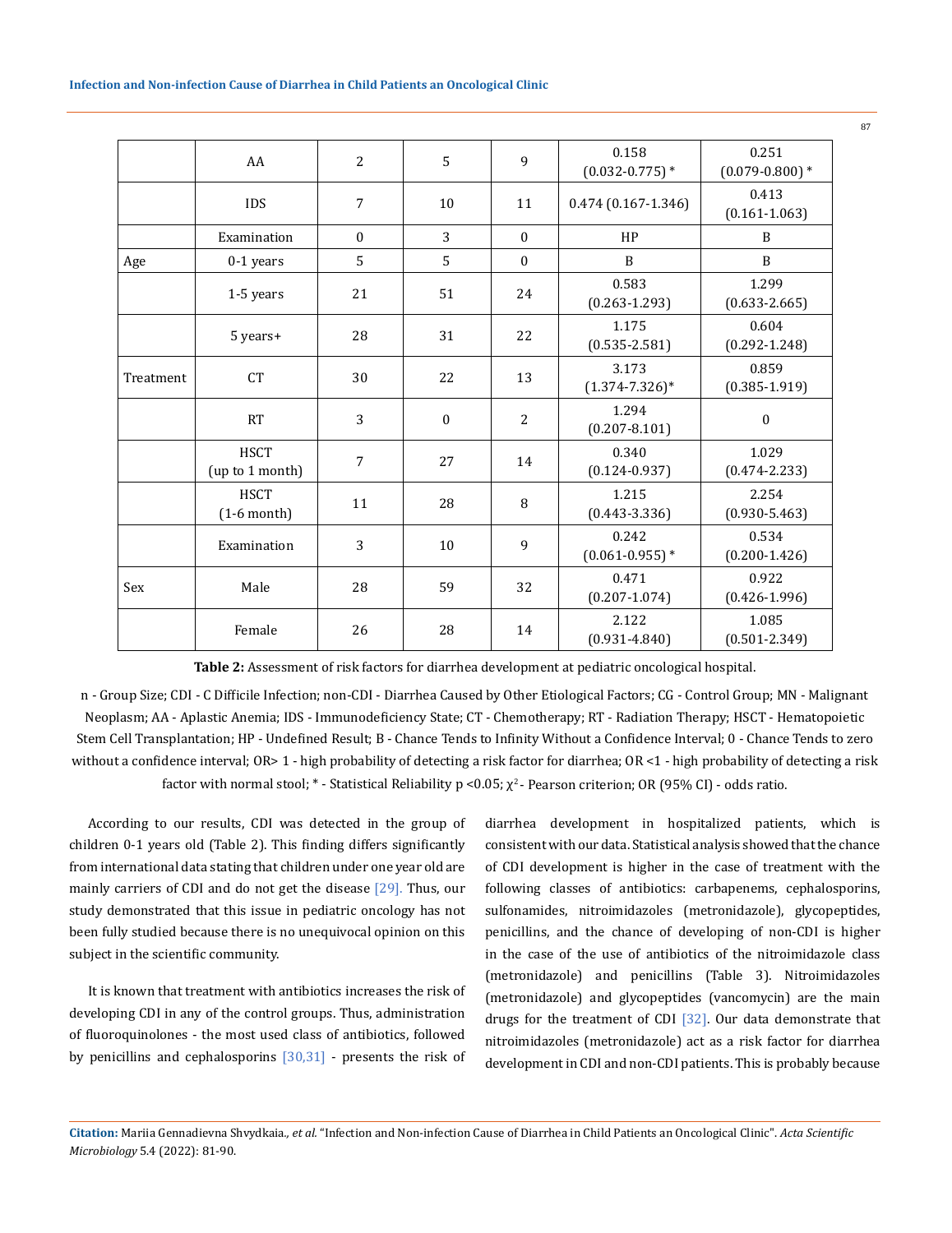| | | | | | | |
|---|---|---|---|---|---|---|
| | AA | 2 | 5 | 9 | 0.158 (0.032-0.775) * | 0.251 (0.079-0.800) * |
| | IDS | 7 | 10 | 11 | 0.474 (0.167-1.346) | 0.413 (0.161-1.063) |
| | Examination | 0 | 3 | 0 | HP | B |
| Age | 0-1 years | 5 | 5 | 0 | B | B |
| | 1-5 years | 21 | 51 | 24 | 0.583 (0.263-1.293) | 1.299 (0.633-2.665) |
| | 5 years+ | 28 | 31 | 22 | 1.175 (0.535-2.581) | 0.604 (0.292-1.248) |
| Treatment | CT | 30 | 22 | 13 | 3.173 (1.374-7.326)* | 0.859 (0.385-1.919) |
| | RT | 3 | 0 | 2 | 1.294 (0.207-8.101) | 0 |
| | HSCT (up to 1 month) | 7 | 27 | 14 | 0.340 (0.124-0.937) | 1.029 (0.474-2.233) |
| | HSCT (1-6 month) | 11 | 28 | 8 | 1.215 (0.443-3.336) | 2.254 (0.930-5.463) |
| | Examination | 3 | 10 | 9 | 0.242 (0.061-0.955) * | 0.534 (0.200-1.426) |
| Sex | Male | 28 | 59 | 32 | 0.471 (0.207-1.074) | 0.922 (0.426-1.996) |
| | Female | 26 | 28 | 14 | 2.122 (0.931-4.840) | 1.085 (0.501-2.349) |

**Table 2:** Assessment of risk factors for diarrhea development at pediatric oncological hospital.

n - Group Size; CDI - C Difficile Infection; non-CDI - Diarrhea Caused by Other Etiological Factors; CG - Control Group; MN - Malignant Neoplasm; AA - Aplastic Anemia; IDS - Immunodeficiency State; CT - Chemotherapy; RT - Radiation Therapy; HSCT - Hematopoietic Stem Cell Transplantation; HP - Undefined Result; B - Chance Tends to Infinity Without a Confidence Interval; 0 - Chance Tends to zero without a confidence interval; OR> 1 - high probability of detecting a risk factor for diarrhea; OR <1 - high probability of detecting a risk factor with normal stool; * - Statistical Reliability $p < 0.05$; $\chi^2$ - Pearson criterion; OR (95% CI) - odds ratio.

According to our results, CDI was detected in the group of children 0-1 years old (Table 2). This finding differs significantly from international data stating that children under one year old are mainly carriers of CDI and do not get the disease [29]. Thus, our study demonstrated that this issue in pediatric oncology has not been fully studied because there is no unequivocal opinion on this subject in the scientific community.

It is known that treatment with antibiotics increases the risk of developing CDI in any of the control groups. Thus, administration of fluoroquinolones - the most used class of antibiotics, followed by penicillins and cephalosporins [30,31] - presents the risk of diarrhea development in hospitalized patients, which is consistent with our data. Statistical analysis showed that the chance of CDI development is higher in the case of treatment with the following classes of antibiotics: carbapenems, cephalosporins, sulfonamides, nitroimidazoles (metronidazole), glycopeptides, penicillins, and the chance of developing of non-CDI is higher in the case of the use of antibiotics of the nitroimidazole class (metronidazole) and penicillins (Table 3). Nitroimidazoles (metronidazole) and glycopeptides (vancomycin) are the main drugs for the treatment of CDI [32]. Our data demonstrate that nitroimidazoles (metronidazole) act as a risk factor for diarrhea development in CDI and non-CDI patients. This is probably because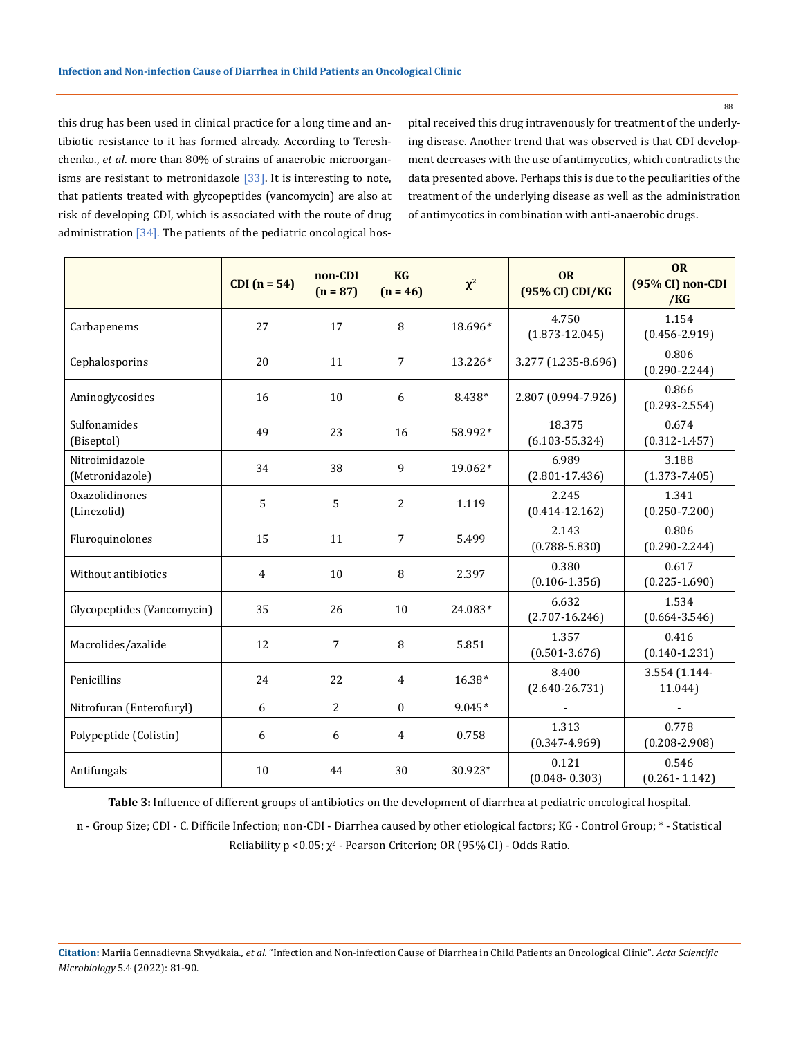this drug has been used in clinical practice for a long time and antibiotic resistance to it has formed already. According to Tereshchenko., *et al*. more than 80% of strains of anaerobic microorganisms are resistant to metronidazole [33]. It is interesting to note, that patients treated with glycopeptides (vancomycin) are also at risk of developing CDI, which is associated with the route of drug administration [34]. The patients of the pediatric oncological hospital received this drug intravenously for treatment of the underlying disease. Another trend that was observed is that CDI development decreases with the use of antimycotics, which contradicts the data presented above. Perhaps this is due to the peculiarities of the treatment of the underlying disease as well as the administration of antimycotics in combination with anti-anaerobic drugs.

| | CDI (n = 54) | non-CDI (n = 87) | KG (n = 46) | $\chi^2$ | OR (95% CI) CDI/KG | OR (95% CI) non-CDI /KG |
|---|---|---|---|---|---|---|
| Carbapenems | 27 | 17 | 8 | 18.696* | 4.750 (1.873-12.045) | 1.154 (0.456-2.919) |
| Cephalosporins | 20 | 11 | 7 | 13.226* | 3.277 (1.235-8.696) | 0.806 (0.290-2.244) |
| Aminoglycosides | 16 | 10 | 6 | 8.438* | 2.807 (0.994-7.926) | 0.866 (0.293-2.554) |
| Sulfonamides (Biseptol) | 49 | 23 | 16 | 58.992* | 18.375 (6.103-55.324) | 0.674 (0.312-1.457) |
| Nitroimidazole (Metronidazole) | 34 | 38 | 9 | 19.062* | 6.989 (2.801-17.436) | 3.188 (1.373-7.405) |
| Oxazolidinones (Linezolid) | 5 | 5 | 2 | 1.119 | 2.245 (0.414-12.162) | 1.341 (0.250-7.200) |
| Fluroquinolones | 15 | 11 | 7 | 5.499 | 2.143 (0.788-5.830) | 0.806 (0.290-2.244) |
| Without antibiotics | 4 | 10 | 8 | 2.397 | 0.380 (0.106-1.356) | 0.617 (0.225-1.690) |
| Glycopeptides (Vancomycin) | 35 | 26 | 10 | 24.083* | 6.632 (2.707-16.246) | 1.534 (0.664-3.546) |
| Macrolides/azalide | 12 | 7 | 8 | 5.851 | 1.357 (0.501-3.676) | 0.416 (0.140-1.231) |
| Penicillins | 24 | 22 | 4 | 16.38* | 8.400 (2.640-26.731) | 3.554 (1.144-11.044) |
| Nitrofuran (Enterofuryl) | 6 | 2 | 0 | 9.045* | - | - |
| Polypeptide (Colistin) | 6 | 6 | 4 | 0.758 | 1.313 (0.347-4.969) | 0.778 (0.208-2.908) |
| Antifungals | 10 | 44 | 30 | 30.923* | 0.121 (0.048- 0.303) | 0.546 (0.261- 1.142) |

**Table 3:** Influence of different groups of antibiotics on the development of diarrhea at pediatric oncological hospital.

n - Group Size; CDI - C. Difficile Infection; non-CDI - Diarrhea caused by other etiological factors; KG - Control Group; * - Statistical Reliability $p < 0.05$; $\chi^2$ - Pearson Criterion; OR (95% CI) - Odds Ratio.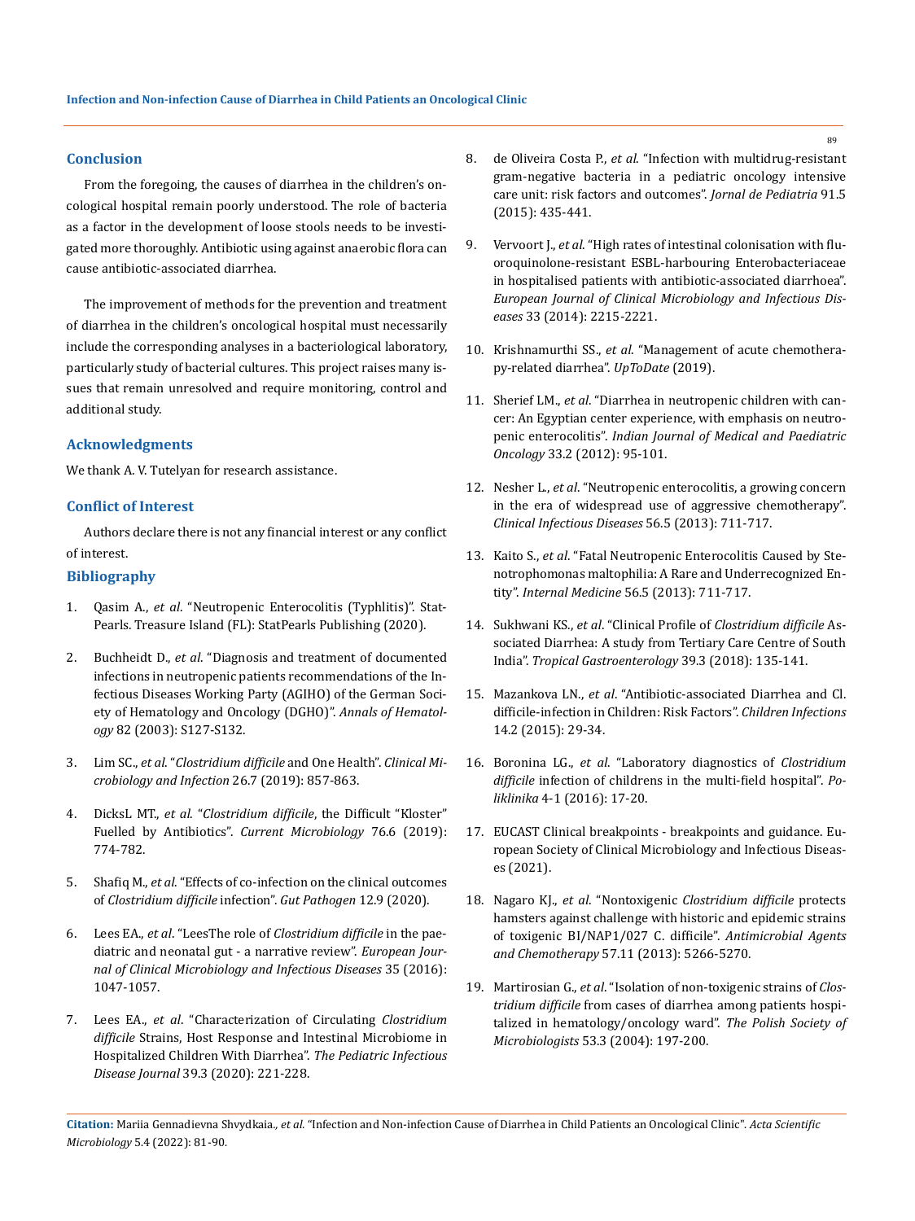## Conclusion

From the foregoing, the causes of diarrhea in the children's oncological hospital remain poorly understood. The role of bacteria as a factor in the development of loose stools needs to be investigated more thoroughly. Antibiotic using against anaerobic flora can cause antibiotic-associated diarrhea.

The improvement of methods for the prevention and treatment of diarrhea in the children's oncological hospital must necessarily include the corresponding analyses in a bacteriological laboratory, particularly study of bacterial cultures. This project raises many issues that remain unresolved and require monitoring, control and additional study.

## Acknowledgments

We thank A. V. Tutelyan for research assistance.

## Conflict of Interest

Authors declare there is not any financial interest or any conflict of interest.

## Bibliography

1. Qasim A., *et al*. "Neutropenic Enterocolitis (Typhlitis)". StatPearls. Treasure Island (FL): StatPearls Publishing (2020).
2. Buchheidt D., *et al*. "Diagnosis and treatment of documented infections in neutropenic patients recommendations of the Infectious Diseases Working Party (AGIHO) of the German Society of Hematology and Oncology (DGHO)". *Annals of Hematology* 82 (2003): S127-S132.
3. Lim SC., *et al*. "*Clostridium difficile* and One Health". *Clinical Microbiology and Infection* 26.7 (2019): 857-863.
4. DicksL MT., *et al*. "*Clostridium difficile*, the Difficult "Kloster" Fuelled by Antibiotics". *Current Microbiology* 76.6 (2019): 774-782.
5. Shafiq M., *et al*. "Effects of co-infection on the clinical outcomes of *Clostridium difficile* infection". *Gut Pathogen* 12.9 (2020).
6. Lees EA., *et al*. "LeesThe role of *Clostridium difficile* in the paediatric and neonatal gut - a narrative review". *European Journal of Clinical Microbiology and Infectious Diseases* 35 (2016): 1047-1057.
7. Lees EA., *et al*. "Characterization of Circulating *Clostridium difficile* Strains, Host Response and Intestinal Microbiome in Hospitalized Children With Diarrhea". *The Pediatric Infectious Disease Journal* 39.3 (2020): 221-228.
8. de Oliveira Costa P., *et al.* "Infection with multidrug-resistant gram-negative bacteria in a pediatric oncology intensive care unit: risk factors and outcomes". *Jornal de Pediatria* 91.5 (2015): 435-441.
9. Vervoort J., *et al*. "High rates of intestinal colonisation with fluoroquinolone-resistant ESBL-harbouring Enterobacteriaceae in hospitalised patients with antibiotic-associated diarrhoea". *European Journal of Clinical Microbiology and Infectious Diseases* 33 (2014): 2215-2221.
10. Krishnamurthi SS., *et al*. "Management of acute chemotherapy-related diarrhea". *UpToDate* (2019).
11. Sherief LM., *et al*. "Diarrhea in neutropenic children with cancer: An Egyptian center experience, with emphasis on neutropenic enterocolitis". *Indian Journal of Medical and Paediatric Oncology* 33.2 (2012): 95-101.
12. Nesher L., *et al*. "Neutropenic enterocolitis, a growing concern in the era of widespread use of aggressive chemotherapy". *Clinical Infectious Diseases* 56.5 (2013): 711-717.
13. Kaito S., *et al*. "Fatal Neutropenic Enterocolitis Caused by Stenotrophomonas maltophilia: A Rare and Underrecognized Entity". *Internal Medicine* 56.5 (2013): 711-717.
14. Sukhwani KS., *et al*. "Clinical Profile of *Clostridium difficile* Associated Diarrhea: A study from Tertiary Care Centre of South India". *Tropical Gastroenterology* 39.3 (2018): 135-141.
15. Mazankova LN., *et al*. "Antibiotic-associated Diarrhea and Cl. difficile-infection in Children: Risk Factors". *Children Infections* 14.2 (2015): 29-34.
16. Boronina LG., *et al*. "Laboratory diagnostics of *Clostridium difficile* infection of childrens in the multi-field hospital". *Poliklinika* 4-1 (2016): 17-20.
17. EUCAST Clinical breakpoints - breakpoints and guidance. European Society of Clinical Microbiology and Infectious Diseases (2021).
18. Nagaro KJ., *et al*. "Nontoxigenic *Clostridium difficile* protects hamsters against challenge with historic and epidemic strains of toxigenic BI/NAP1/027 C. difficile". *Antimicrobial Agents and Chemotherapy* 57.11 (2013): 5266-5270.
19. Martirosian G., *et al*. "Isolation of non-toxigenic strains of *Clostridium difficile* from cases of diarrhea among patients hospitalized in hematology/oncology ward". *The Polish Society of Microbiologists* 53.3 (2004): 197-200.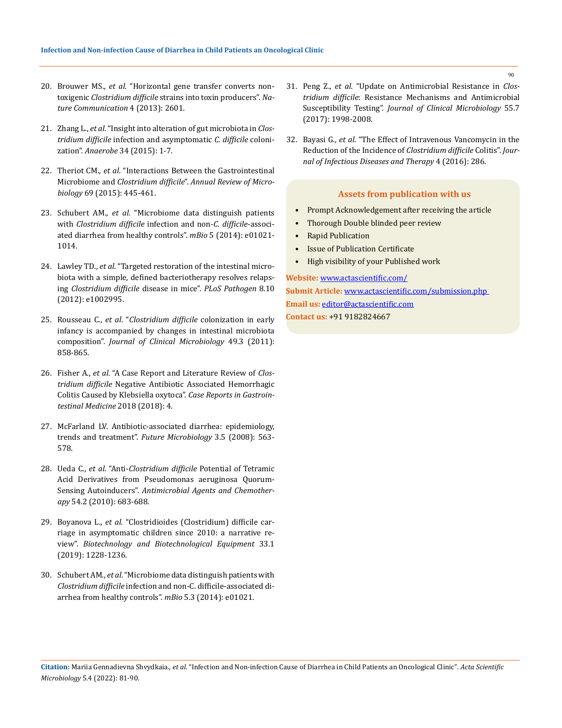20. Brouwer MS., *et al*. "Horizontal gene transfer converts non-toxigenic *Clostridium difficile* strains into toxin producers". *Nature Communication* 4 (2013): 2601.

21. Zhang L., *et al*. "Insight into alteration of gut microbiota in *Clostridium difficile* infection and asymptomatic *C. difficile* colonization". *Anaerobe* 34 (2015): 1-7.

22. Theriot CM., *et al*. "Interactions Between the Gastrointestinal Microbiome and *Clostridium difficile*". *Annual Review of Microbiology* 69 (2015): 445-461.

23. Schubert AM., *et al*. "Microbiome data distinguish patients with *Clostridium difficile* infection and non-*C. difficile*-associated diarrhea from healthy controls". *mBio* 5 (2014): e01021-1014.

24. Lawley TD., *et al*. "Targeted restoration of the intestinal microbiota with a simple, defined bacteriotherapy resolves relapsing *Clostridium difficile* disease in mice". *PLoS Pathogen* 8.10 (2012): e1002995.

25. Rousseau C., *et al*. "*Clostridium difficile* colonization in early infancy is accompanied by changes in intestinal microbiota composition". *Journal of Clinical Microbiology* 49.3 (2011): 858-865.

26. Fisher A., *et al*. "A Case Report and Literature Review of *Clostridium difficile* Negative Antibiotic Associated Hemorrhagic Colitis Caused by Klebsiella oxytoca". *Case Reports in Gastrointestinal Medicine* 2018 (2018): 4.

27. McFarland LV. Antibiotic-associated diarrhea: epidemiology, trends and treatment". *Future Microbiology* 3.5 (2008): 563-578.

28. Ueda C., *et al*. "Anti-*Clostridium difficile* Potential of Tetramic Acid Derivatives from Pseudomonas aeruginosa Quorum-Sensing Autoinducers". *Antimicrobial Agents and Chemotherapy* 54.2 (2010): 683-688.

29. Boyanova L., *et al*. "Clostridioides (Clostridium) difficile carriage in asymptomatic children since 2010: a narrative review". *Biotechnology and Biotechnological Equipment* 33.1 (2019): 1228-1236.

30. Schubert AM., *et al*. "Microbiome data distinguish patients with *Clostridium difficile* infection and non-C. difficile-associated diarrhea from healthy controls". *mBio* 5.3 (2014): e01021.

31. Peng Z., *et al*. "Update on Antimicrobial Resistance in *Clostridium difficile*: Resistance Mechanisms and Antimicrobial Susceptibility Testing". *Journal of Clinical Microbiology* 55.7 (2017): 1998-2008.

32. Bayasi G., *et al*. "The Effect of Intravenous Vancomycin in the Reduction of the Incidence of *Clostridium difficile* Colitis". *Journal of Infectious Diseases and Therapy* 4 (2016): 286.

**Assets from publication with us**

- Prompt Acknowledgement after receiving the article
- Thorough Double blinded peer review
- Rapid Publication
- Issue of Publication Certificate
- High visibility of your Published work

**Website:** www.actascientific.com/

**Submit Article:** www.actascientific.com/submission.php

**Email us:** editor@actascientific.com

**Contact us:** +91 9182824667